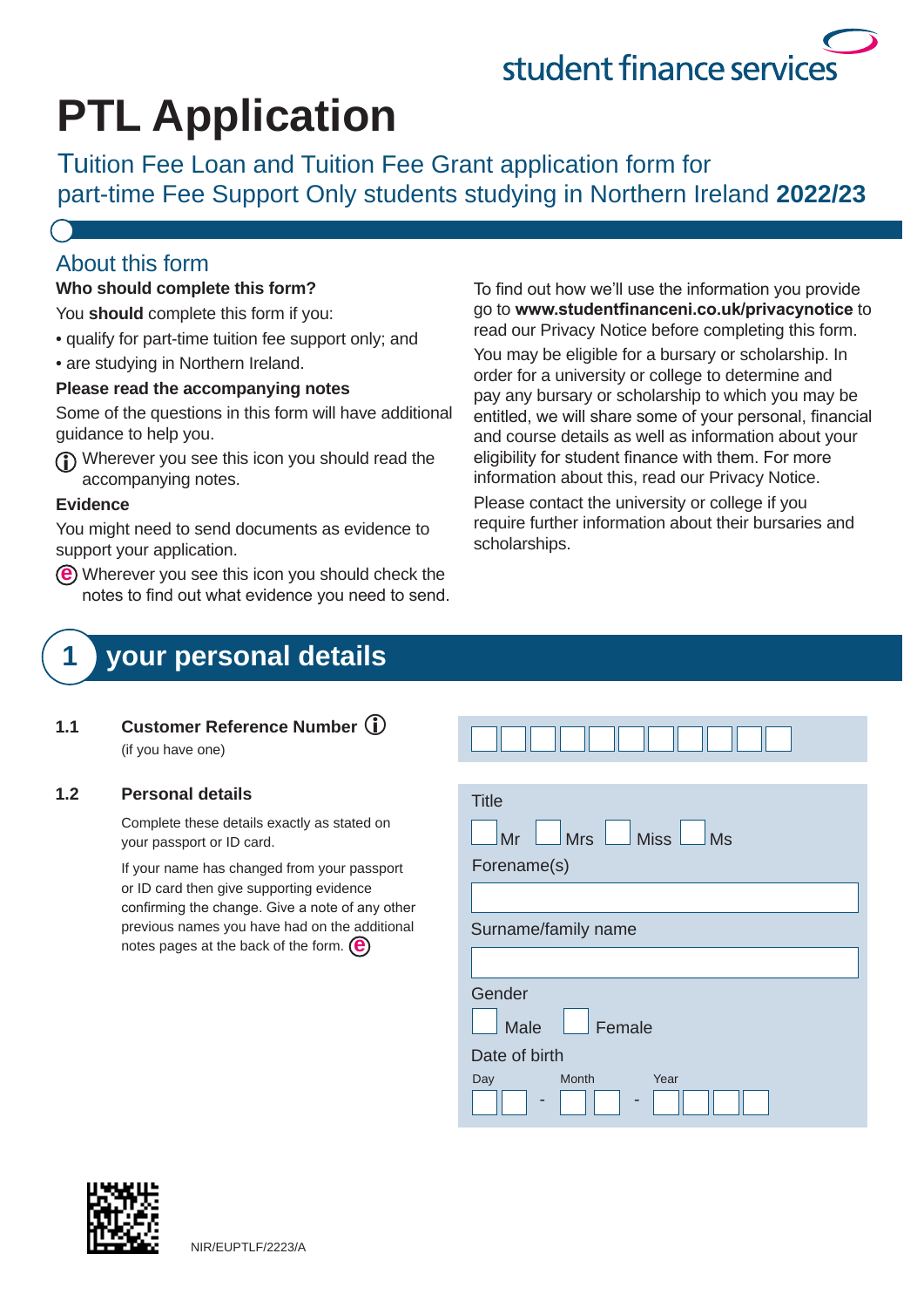student finance services

# PTL Application

Tuition Fee Loan and Tuition Fee Grant application form for part-time Fee Support Only students studying in Northern Ireland **2022/23**

## About this form

**Who should complete this form?**

You **should** complete this form if you:

- qualify for part-time tuition fee support only; and
- are studying in Northern Ireland.

**Please read the accompanying notes**

Some of the questions in this form will have additional guidance to help you.

ⓘ Wherever you see this icon you should read the accompanying notes.

**Evidence**

You might need to send documents as evidence to support your application.

ⓔ Wherever you see this icon you should check the notes to find out what evidence you need to send.

To find out how we'll use the information you provide go to **www.studentfinanceni.co.uk/privacynotice** to read our Privacy Notice before completing this form.

You may be eligible for a bursary or scholarship. In order for a university or college to determine and pay any bursary or scholarship to which you may be entitled, we will share some of your personal, financial and course details as well as information about your eligibility for student finance with them. For more information about this, read our Privacy Notice.

Please contact the university or college if you require further information about their bursaries and scholarships.

## 1 your personal details

**1.1 Customer Reference Number** ⓘ
(if you have one)

☐☐☐☐☐☐☐☐☐☐☐

**1.2 Personal details**

Complete these details exactly as stated on your passport or ID card.

If your name has changed from your passport or ID card then give supporting evidence confirming the change. Give a note of any other previous names you have had on the additional notes pages at the back of the form. ⓔ

Title

☐ Mr ☐ Mrs ☐ Miss ☐ Ms

Forename(s)

Surname/family name

Gender

☐ Male ☐ Female

Date of birth

Day ☐☐ - Month ☐☐ - Year ☐☐☐☐

NIR/EUPTLF/2223/A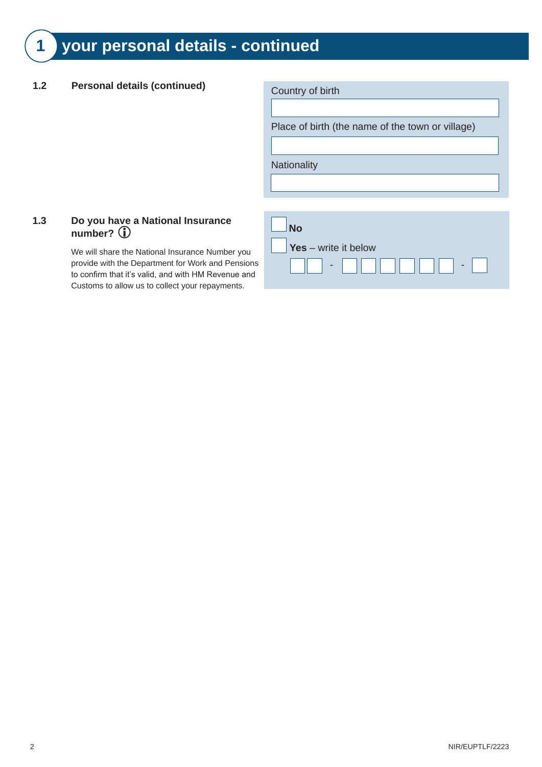# 1 your personal details - continued

## 1.2 Personal details (continued)

Country of birth

Place of birth (the name of the town or village)

Nationality

## 1.3 Do you have a National Insurance number? ⓘ

We will share the National Insurance Number you provide with the Department for Work and Pensions to confirm that it's valid, and with HM Revenue and Customs to allow us to collect your repayments.

☐ **No**

☐ **Yes** – write it below

☐☐ - ☐☐☐☐☐☐ - ☐

NIR/EUPTLF/2223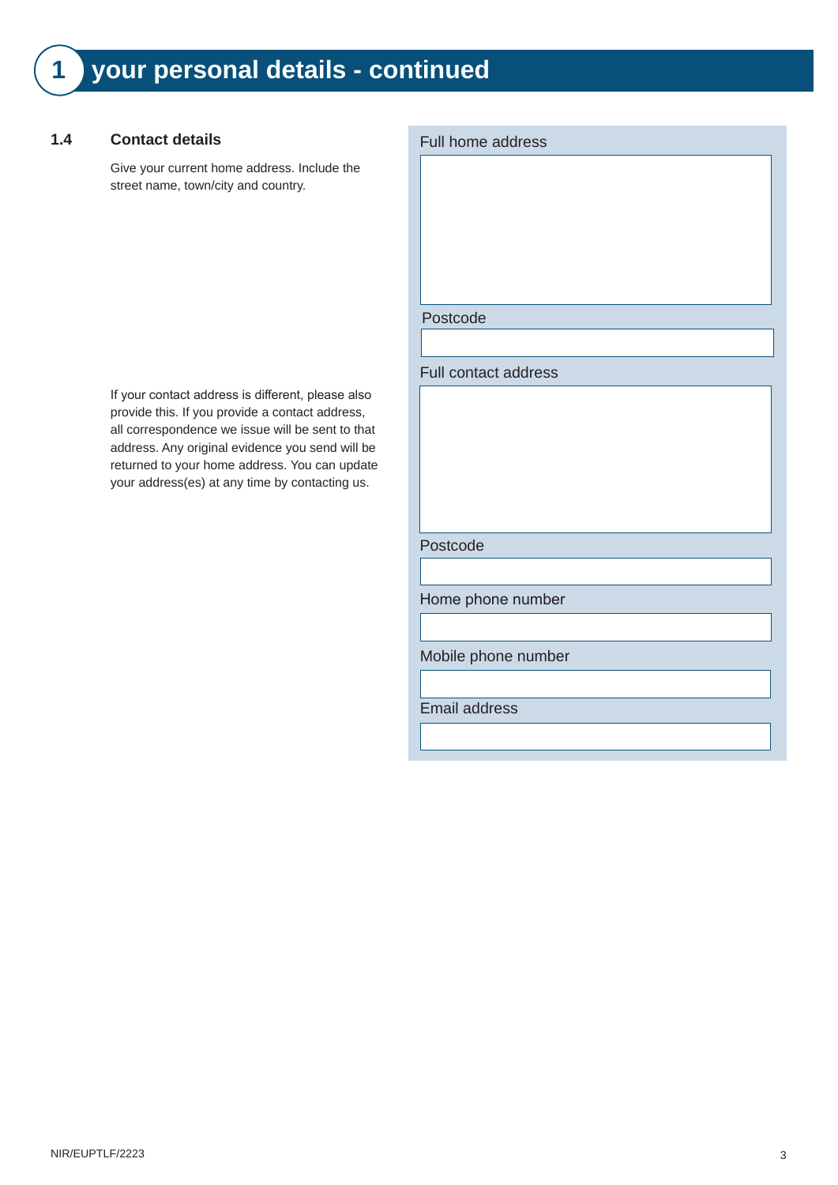# 1 your personal details - continued

### 1.4 Contact details

Give your current home address. Include the street name, town/city and country.

Full home address

Postcode

If your contact address is different, please also provide this. If you provide a contact address, all correspondence we issue will be sent to that address. Any original evidence you send will be returned to your home address. You can update your address(es) at any time by contacting us.

Full contact address

Postcode

Home phone number

Mobile phone number

Email address

NIR/EUPTLF/2223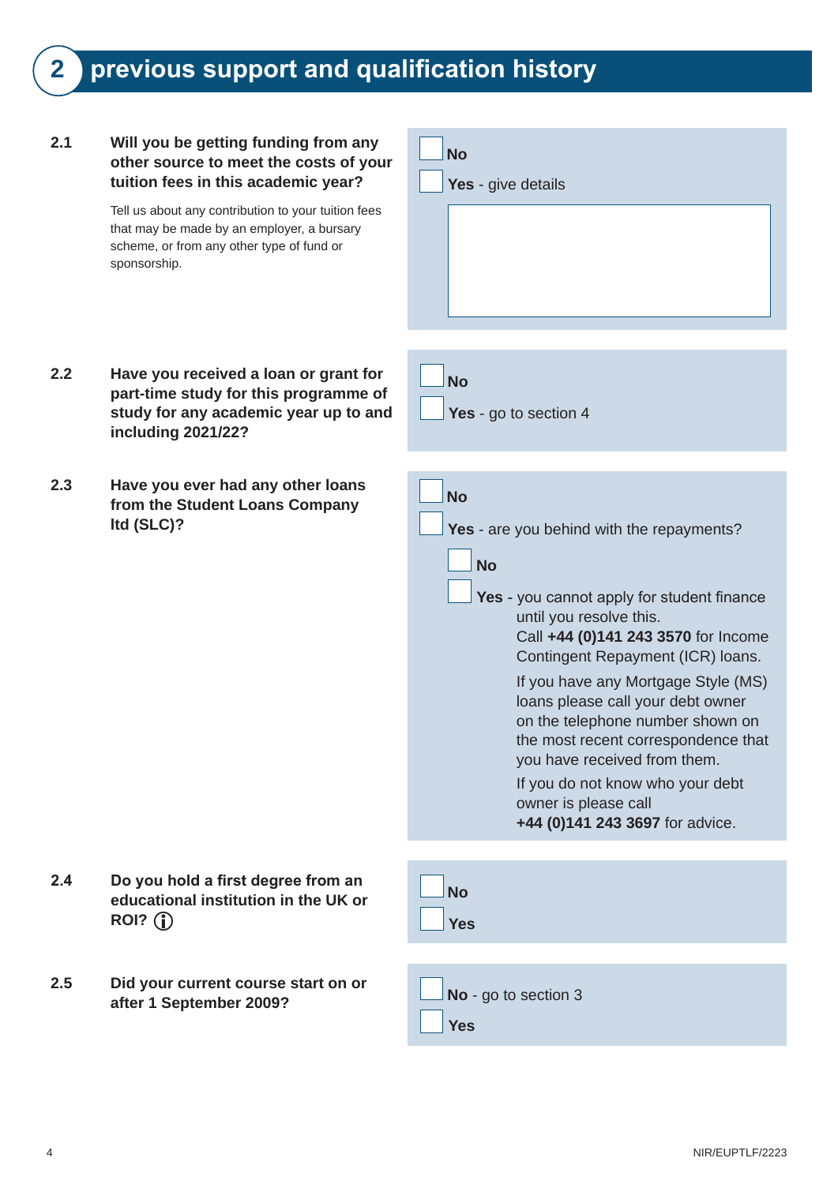## 2 previous support and qualification history

**2.1** **Will you be getting funding from any other source to meet the costs of your tuition fees in this academic year?**

Tell us about any contribution to your tuition fees that may be made by an employer, a bursary scheme, or from any other type of fund or sponsorship.

- ☐ **No**
- ☐ **Yes** - give details

**2.2** **Have you received a loan or grant for part-time study for this programme of study for any academic year up to and including 2021/22?**

- ☐ **No**
- ☐ **Yes** - go to section 4

**2.3** **Have you ever had any other loans from the Student Loans Company ltd (SLC)?**

- ☐ **No**
- ☐ **Yes** - are you behind with the repayments?
  - ☐ **No**
  - ☐ **Yes** - you cannot apply for student finance until you resolve this.
    Call **+44 (0)141 243 3570** for Income Contingent Repayment (ICR) loans.

    If you have any Mortgage Style (MS) loans please call your debt owner on the telephone number shown on the most recent correspondence that you have received from them.

    If you do not know who your debt owner is please call **+44 (0)141 243 3697** for advice.

**2.4** **Do you hold a first degree from an educational institution in the UK or ROI?** ⓘ

- ☐ **No**
- ☐ **Yes**

**2.5** **Did your current course start on or after 1 September 2009?**

- ☐ **No** - go to section 3
- ☐ **Yes**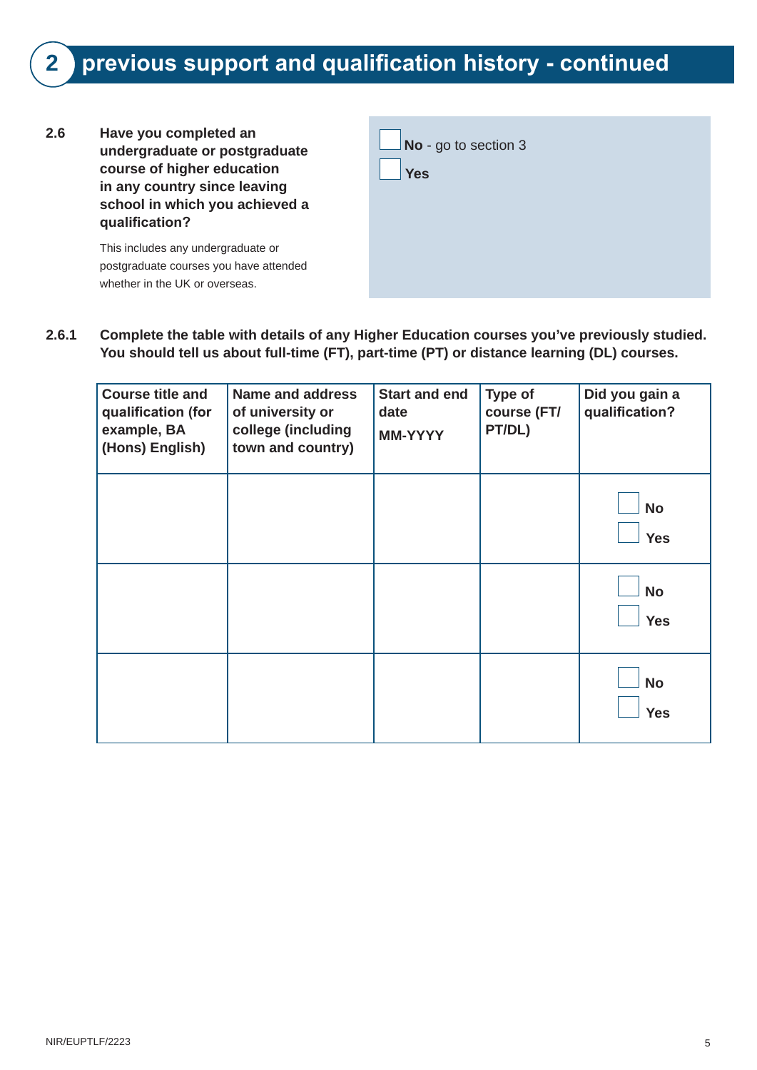## 2 previous support and qualification history - continued

**2.6** **Have you completed an undergraduate or postgraduate course of higher education in any country since leaving school in which you achieved a qualification?**

This includes any undergraduate or postgraduate courses you have attended whether in the UK or overseas.

☐ **No** - go to section 3

☐ **Yes**

**2.6.1** **Complete the table with details of any Higher Education courses you've previously studied. You should tell us about full-time (FT), part-time (PT) or distance learning (DL) courses.**

| Course title and qualification (for example, BA (Hons) English) | Name and address of university or college (including town and country) | Start and end date MM-YYYY | Type of course (FT/ PT/DL) | Did you gain a qualification? |
|---|---|---|---|---|
| | | | | ☐ No ☐ Yes |
| | | | | ☐ No ☐ Yes |
| | | | | ☐ No ☐ Yes |

NIR/EUPTLF/2223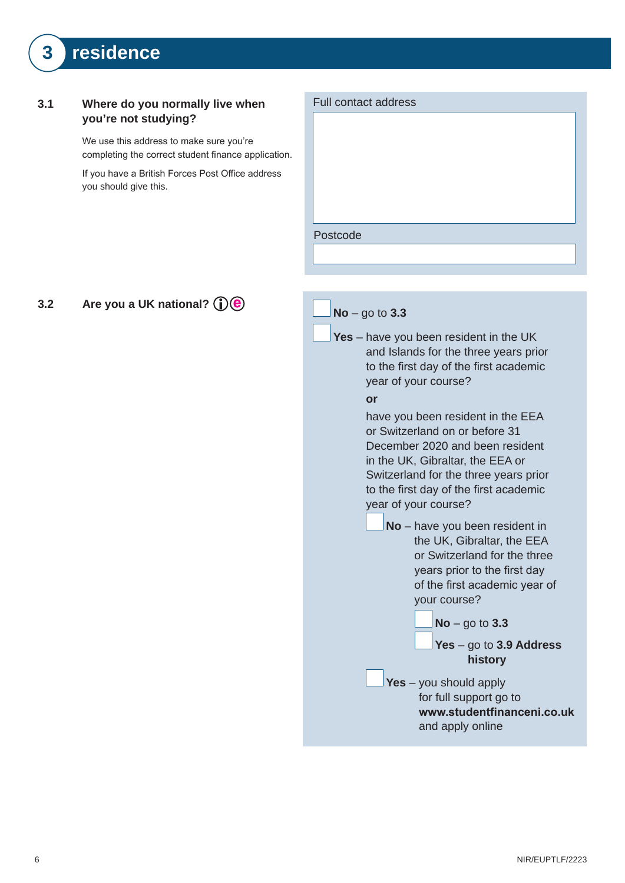# 3 residence

**3.1 Where do you normally live when you're not studying?**

We use this address to make sure you're completing the correct student finance application.

If you have a British Forces Post Office address you should give this.

Full contact address

Postcode

**3.2 Are you a UK national?** ⓘ ⓔ

- ☐ **No** – go to **3.3**
- ☐ **Yes** – have you been resident in the UK and Islands for the three years prior to the first day of the first academic year of your course?

  **or**

  have you been resident in the EEA or Switzerland on or before 31 December 2020 and been resident in the UK, Gibraltar, the EEA or Switzerland for the three years prior to the first day of the first academic year of your course?

  - ☐ **No** – have you been resident in the UK, Gibraltar, the EEA or Switzerland for the three years prior to the first day of the first academic year of your course?
    - ☐ **No** – go to **3.3**
    - ☐ **Yes** – go to **3.9 Address history**
  - ☐ **Yes** – you should apply for full support go to **www.studentfinanceni.co.uk** and apply online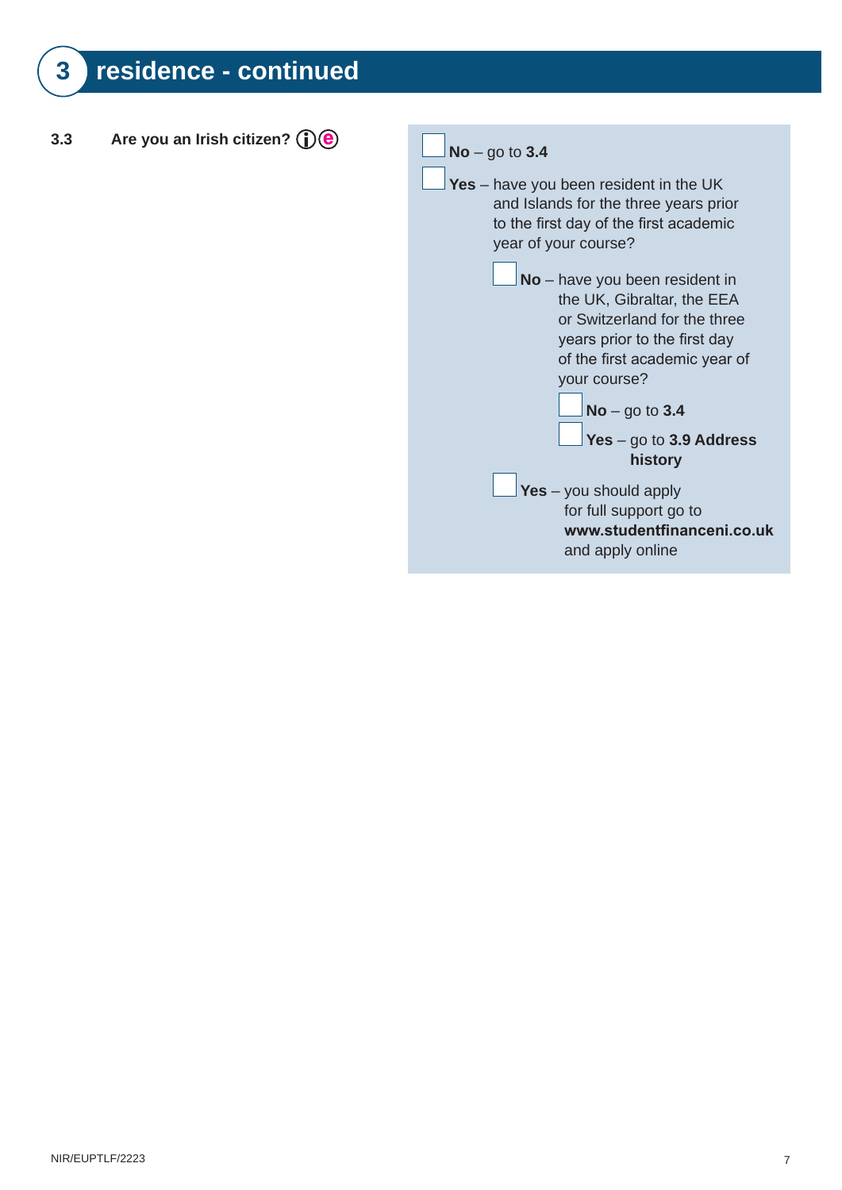## 3 residence - continued

**3.3** **Are you an Irish citizen?**

- ☐ **No** – go to **3.4**
- ☐ **Yes** – have you been resident in the UK and Islands for the three years prior to the first day of the first academic year of your course?
  - ☐ **No** – have you been resident in the UK, Gibraltar, the EEA or Switzerland for the three years prior to the first day of the first academic year of your course?
    - ☐ **No** – go to **3.4**
    - ☐ **Yes** – go to **3.9 Address history**
  - ☐ **Yes** – you should apply for full support go to **www.studentfinanceni.co.uk** and apply online

NIR/EUPTLF/2223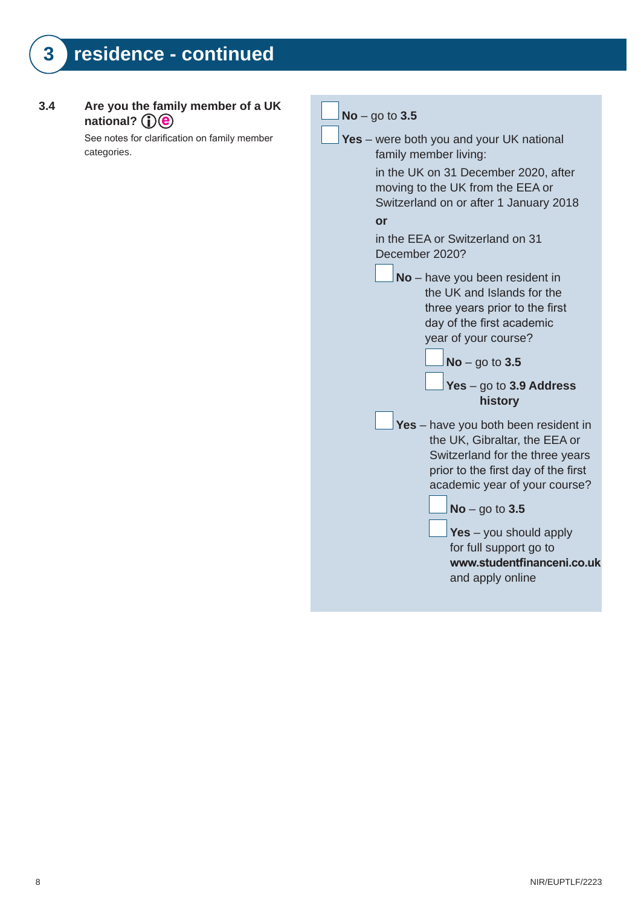## 3 residence - continued

**3.4** **Are you the family member of a UK national?**

See notes for clarification on family member categories.

- ☐ **No** – go to **3.5**
- ☐ **Yes** – were both you and your UK national family member living:

  in the UK on 31 December 2020, after moving to the UK from the EEA or Switzerland on or after 1 January 2018

  **or**

  in the EEA or Switzerland on 31 December 2020?

  - ☐ **No** – have you been resident in the UK and Islands for the three years prior to the first day of the first academic year of your course?
    - ☐ **No** – go to **3.5**
    - ☐ **Yes** – go to **3.9 Address history**
  - ☐ **Yes** – have you both been resident in the UK, Gibraltar, the EEA or Switzerland for the three years prior to the first day of the first academic year of your course?
    - ☐ **No** – go to **3.5**
    - ☐ **Yes** – you should apply for full support go to **www.studentfinanceni.co.uk** and apply online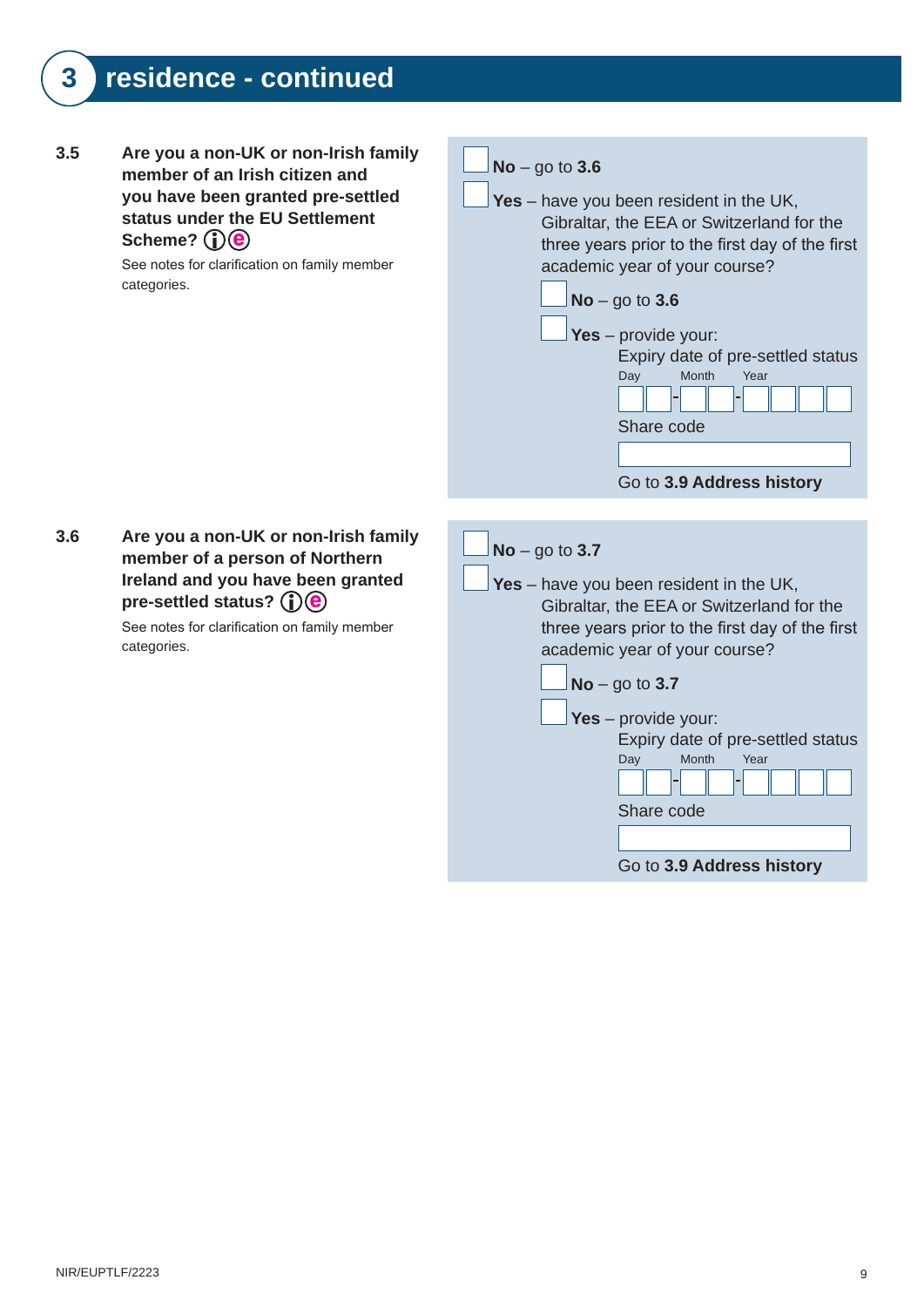# 3 residence - continued

**3.5** **Are you a non-UK or non-Irish family member of an Irish citizen and you have been granted pre-settled status under the EU Settlement Scheme?**

See notes for clarification on family member categories.

- ☐ **No** – go to **3.6**
- ☐ **Yes** – have you been resident in the UK, Gibraltar, the EEA or Switzerland for the three years prior to the first day of the first academic year of your course?
  - ☐ **No** – go to **3.6**
  - ☐ **Yes** – provide your:
    - Expiry date of pre-settled status
      Day ☐☐ - Month ☐☐ - Year ☐☐☐☐
    - Share code
      ☐
    - Go to **3.9 Address history**

**3.6** **Are you a non-UK or non-Irish family member of a person of Northern Ireland and you have been granted pre-settled status?**

See notes for clarification on family member categories.

- ☐ **No** – go to **3.7**
- ☐ **Yes** – have you been resident in the UK, Gibraltar, the EEA or Switzerland for the three years prior to the first day of the first academic year of your course?
  - ☐ **No** – go to **3.7**
  - ☐ **Yes** – provide your:
    - Expiry date of pre-settled status
      Day ☐☐ - Month ☐☐ - Year ☐☐☐☐
    - Share code
      ☐
    - Go to **3.9 Address history**

NIR/EUPTLF/2223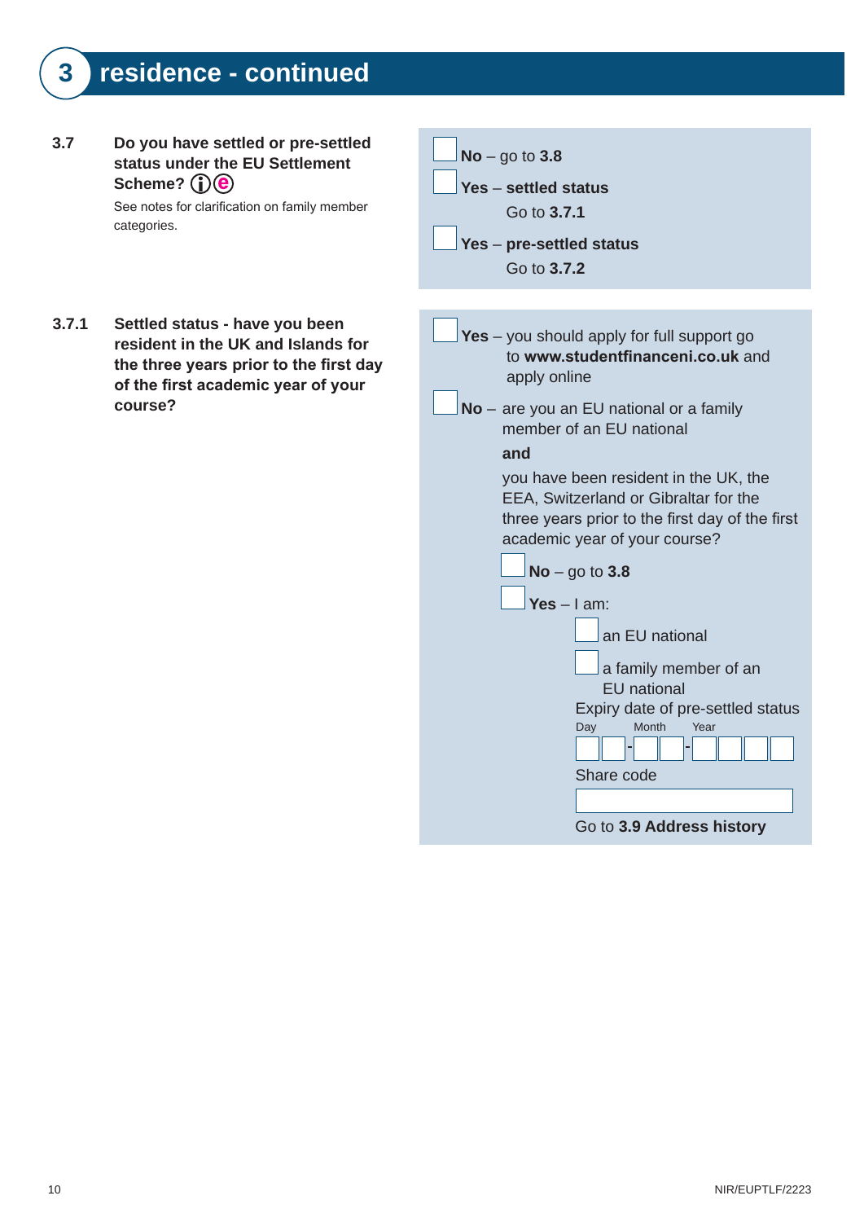## 3 residence - continued

**3.7** **Do you have settled or pre-settled status under the EU Settlement Scheme?** ⓘ ⓔ

See notes for clarification on family member categories.

- ☐ **No** – go to **3.8**
- ☐ **Yes** – **settled status**
  Go to **3.7.1**
- ☐ **Yes** – **pre-settled status**
  Go to **3.7.2**

**3.7.1** **Settled status - have you been resident in the UK and Islands for the three years prior to the first day of the first academic year of your course?**

- ☐ **Yes** – you should apply for full support go to **www.studentfinanceni.co.uk** and apply online
- ☐ **No** – are you an EU national or a family member of an EU national

  **and**

  you have been resident in the UK, the EEA, Switzerland or Gibraltar for the three years prior to the first day of the first academic year of your course?

  - ☐ **No** – go to **3.8**
  - ☐ **Yes** – I am:
    - ☐ an EU national
    - ☐ a family member of an EU national

    Expiry date of pre-settled status

    Day ☐☐ - Month ☐☐ - Year ☐☐☐☐

    Share code

    ☐

    Go to **3.9 Address history**

NIR/EUPTLF/2223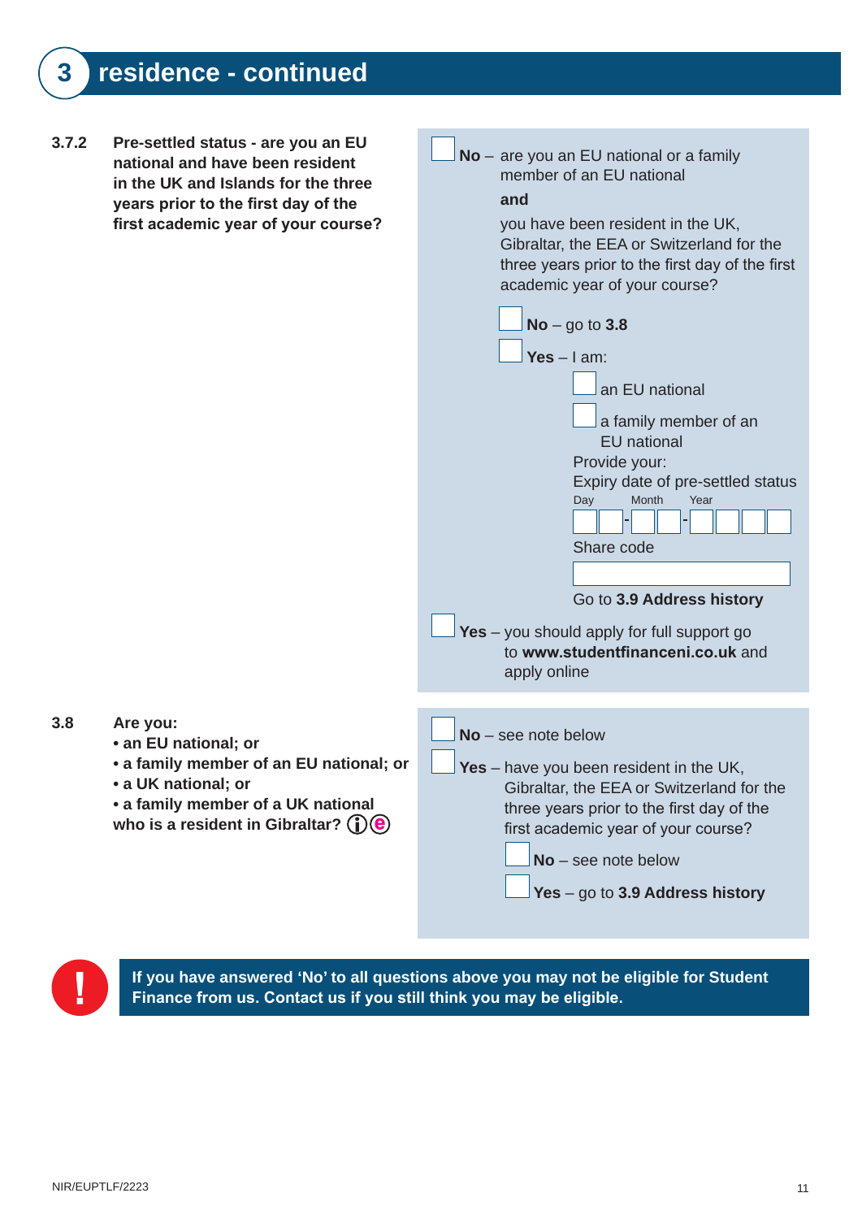## 3 residence - continued

**3.7.2** **Pre-settled status - are you an EU national and have been resident in the UK and Islands for the three years prior to the first day of the first academic year of your course?**

☐ **No** – are you an EU national or a family member of an EU national

**and**

you have been resident in the UK, Gibraltar, the EEA or Switzerland for the three years prior to the first day of the first academic year of your course?

- ☐ **No** – go to **3.8**
- ☐ **Yes** – I am:
  - ☐ an EU national
  - ☐ a family member of an EU national

  Provide your:

  Expiry date of pre-settled status

  Day ☐☐ - Month ☐☐ - Year ☐☐☐☐

  Share code

  ☐

  Go to **3.9 Address history**

☐ **Yes** – you should apply for full support go to **www.studentfinanceni.co.uk** and apply online

**3.8** **Are you:**
- **an EU national; or**
- **a family member of an EU national; or**
- **a UK national; or**
- **a family member of a UK national who is a resident in Gibraltar?** ⓘⓔ

☐ **No** – see note below

☐ **Yes** – have you been resident in the UK, Gibraltar, the EEA or Switzerland for the three years prior to the first day of the first academic year of your course?

- ☐ **No** – see note below
- ☐ **Yes** – go to **3.9 Address history**

**!** **If you have answered 'No' to all questions above you may not be eligible for Student Finance from us. Contact us if you still think you may be eligible.**

NIR/EUPTLF/2223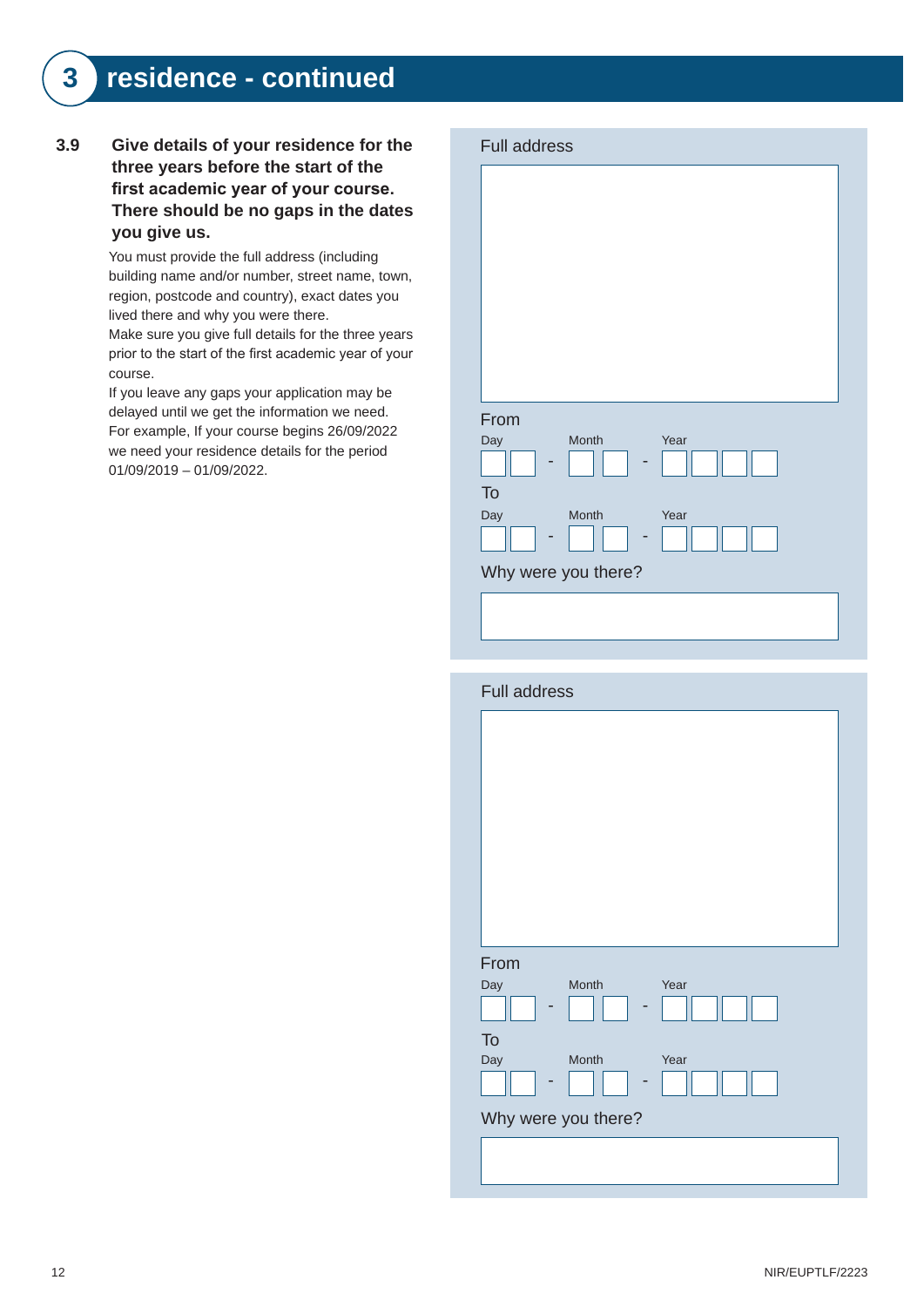# 3 residence - continued

**3.9 Give details of your residence for the three years before the start of the first academic year of your course. There should be no gaps in the dates you give us.**

You must provide the full address (including building name and/or number, street name, town, region, postcode and country), exact dates you lived there and why you were there.

Make sure you give full details for the three years prior to the start of the first academic year of your course.

If you leave any gaps your application may be delayed until we get the information we need.

For example, If your course begins 26/09/2022 we need your residence details for the period 01/09/2019 – 01/09/2022.

Full address

From

Day - Month - Year

To

Day - Month - Year

Why were you there?

Full address

From

Day - Month - Year

To

Day - Month - Year

Why were you there?

NIR/EUPTLF/2223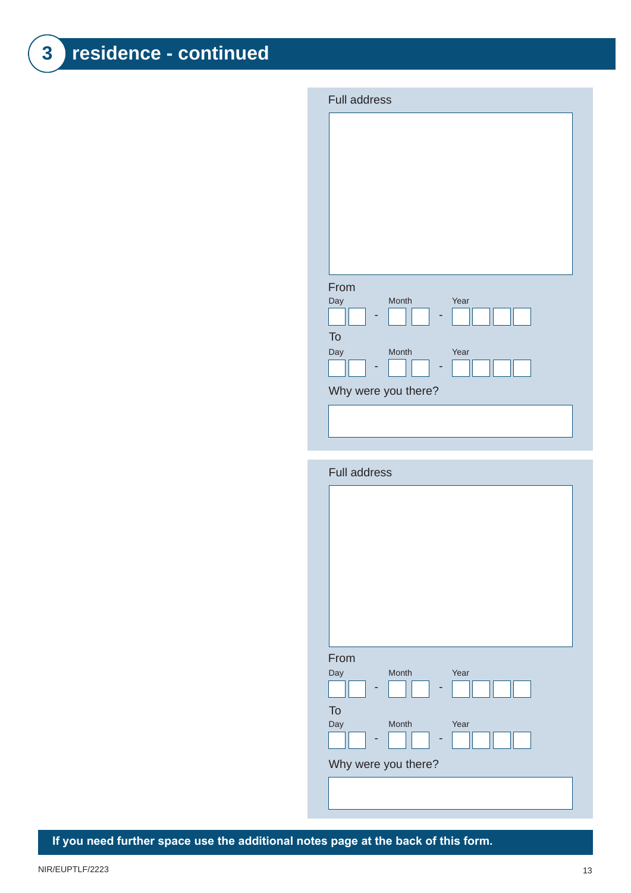## 3 residence - continued

Full address

From

Day - Month - Year

To

Day - Month - Year

Why were you there?

Full address

From

Day - Month - Year

To

Day - Month - Year

Why were you there?

**If you need further space use the additional notes page at the back of this form.**

NIR/EUPTLF/2223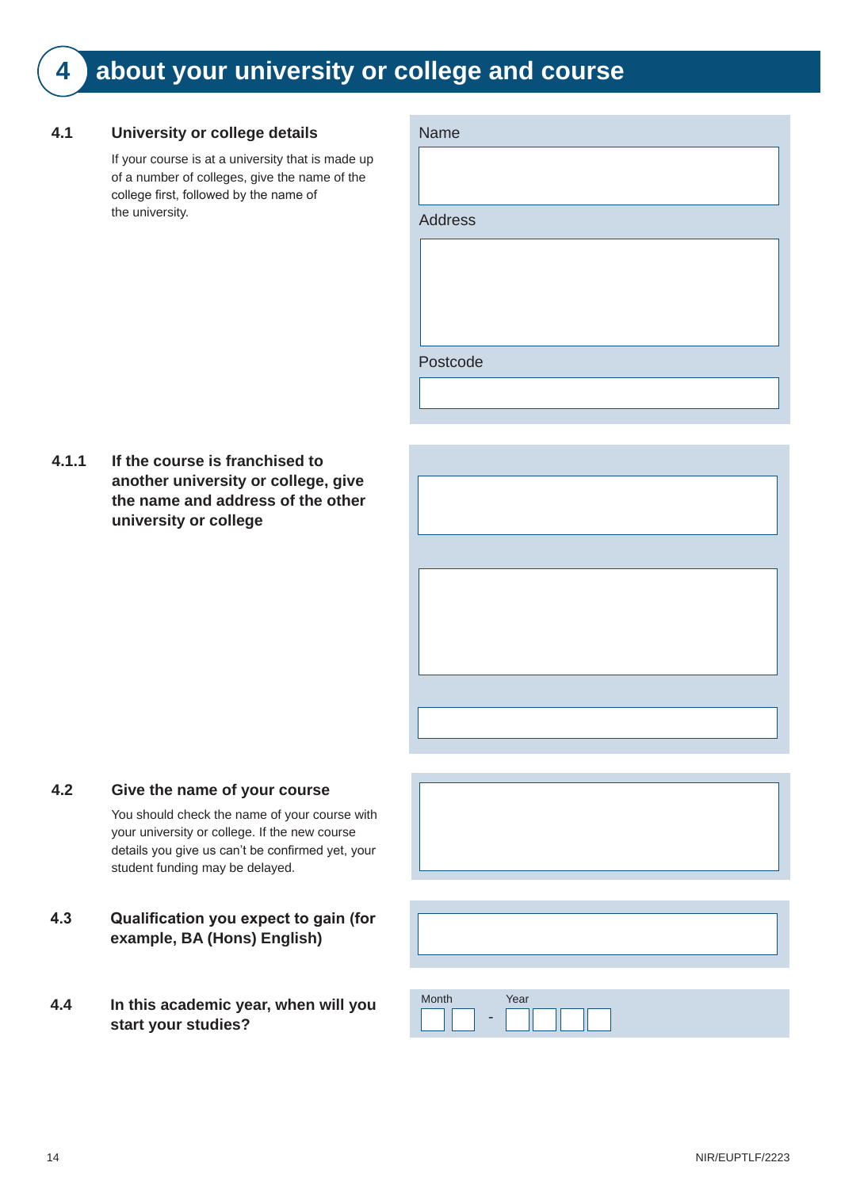## 4 about your university or college and course

**4.1 University or college details**

If your course is at a university that is made up of a number of colleges, give the name of the college first, followed by the name of the university.

Name

Address

Postcode

**4.1.1 If the course is franchised to another university or college, give the name and address of the other university or college**

**4.2 Give the name of your course**

You should check the name of your course with your university or college. If the new course details you give us can't be confirmed yet, your student funding may be delayed.

**4.3 Qualification you expect to gain (for example, BA (Hons) English)**

**4.4 In this academic year, when will you start your studies?**

Month - Year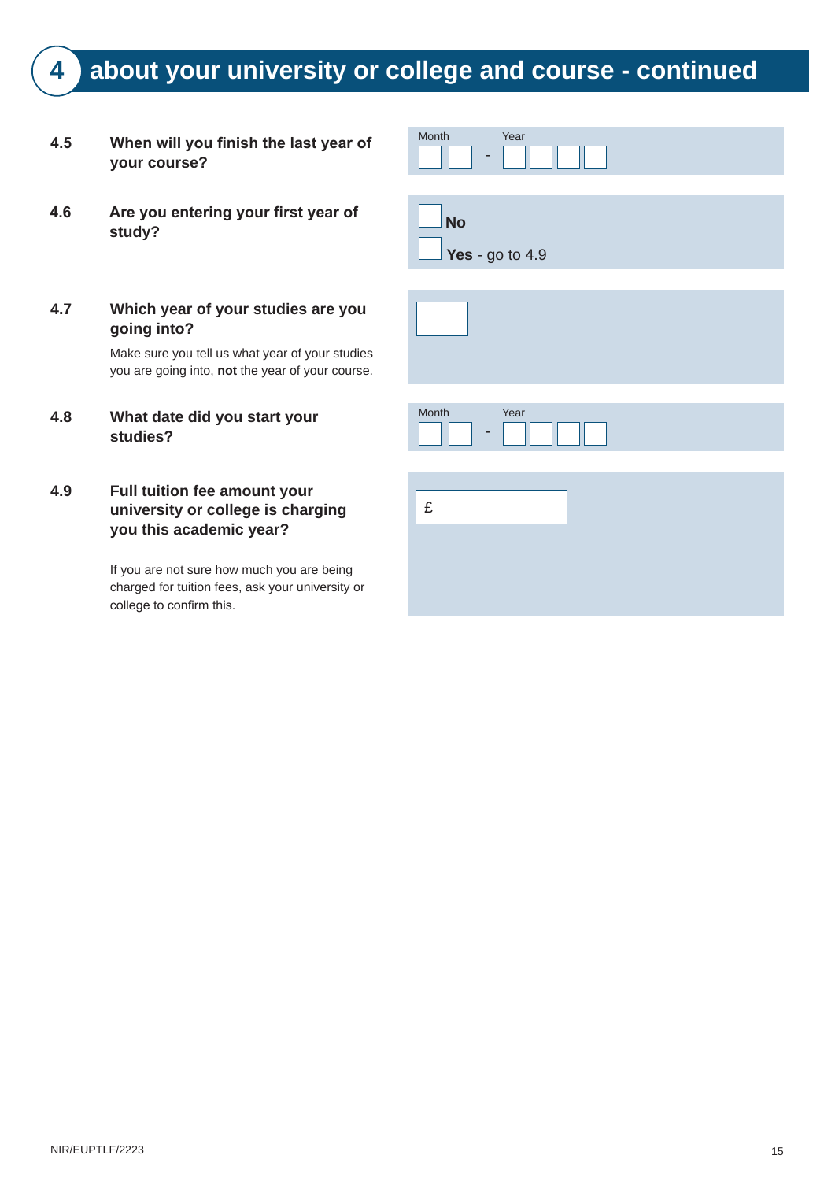## 4 about your university or college and course - continued

**4.5** **When will you finish the last year of your course?**

Month ☐☐ - Year ☐☐☐☐

**4.6** **Are you entering your first year of study?**

☐ **No**

☐ **Yes** - go to 4.9

**4.7** **Which year of your studies are you going into?**

Make sure you tell us what year of your studies you are going into, **not** the year of your course.

☐

**4.8** **What date did you start your studies?**

Month ☐☐ - Year ☐☐☐☐

**4.9** **Full tuition fee amount your university or college is charging you this academic year?**

If you are not sure how much you are being charged for tuition fees, ask your university or college to confirm this.

£

NIR/EUPTLF/2223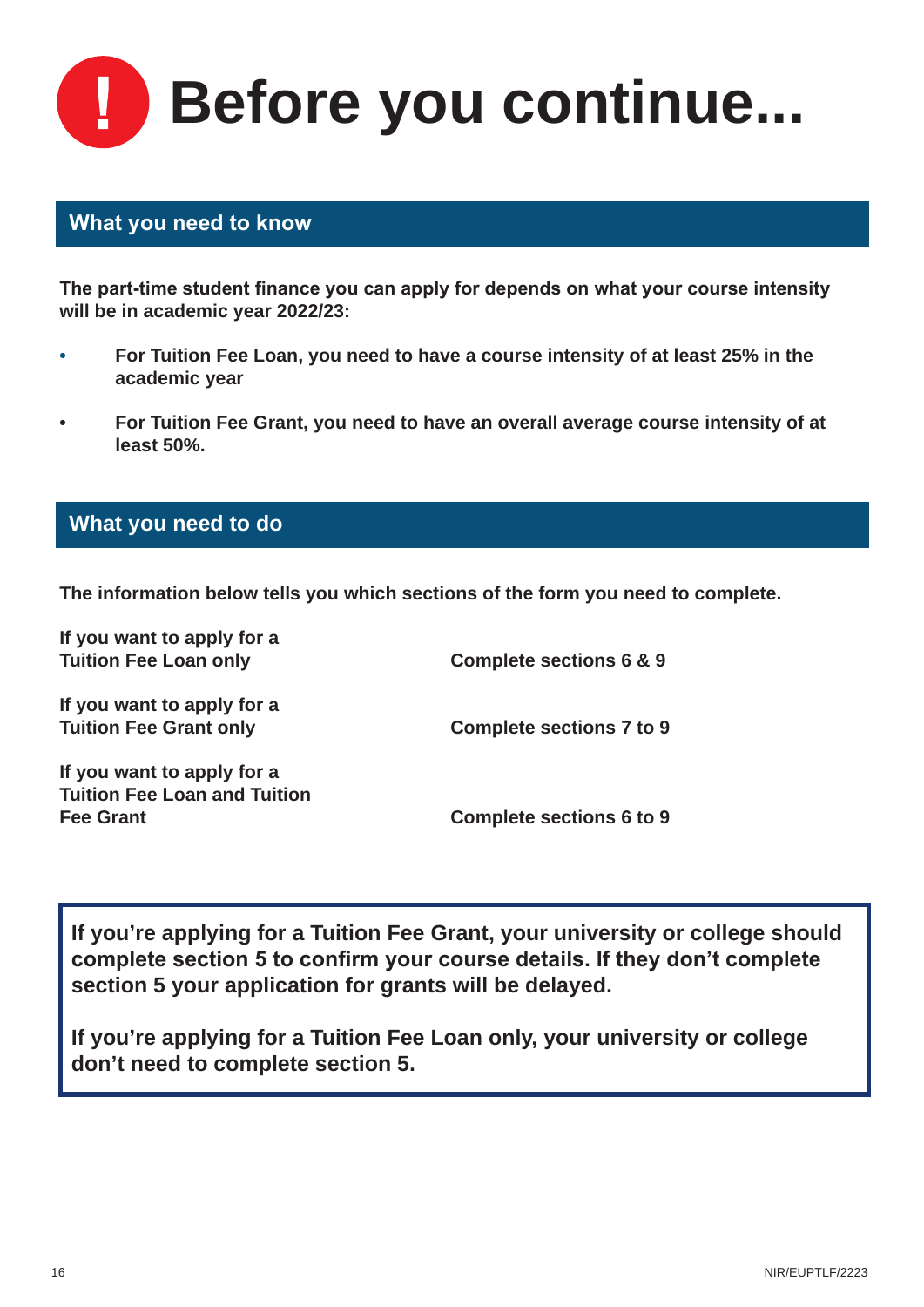# Before you continue...

## What you need to know

**The part-time student finance you can apply for depends on what your course intensity will be in academic year 2022/23:**

- **For Tuition Fee Loan, you need to have a course intensity of at least 25% in the academic year**
- **For Tuition Fee Grant, you need to have an overall average course intensity of at least 50%.**

## What you need to do

**The information below tells you which sections of the form you need to complete.**

| | |
|---|---|
| **If you want to apply for a Tuition Fee Loan only** | **Complete sections 6 & 9** |
| **If you want to apply for a Tuition Fee Grant only** | **Complete sections 7 to 9** |
| **If you want to apply for a Tuition Fee Loan and Tuition Fee Grant** | **Complete sections 6 to 9** |

**If you're applying for a Tuition Fee Grant, your university or college should complete section 5 to confirm your course details. If they don't complete section 5 your application for grants will be delayed.**

**If you're applying for a Tuition Fee Loan only, your university or college don't need to complete section 5.**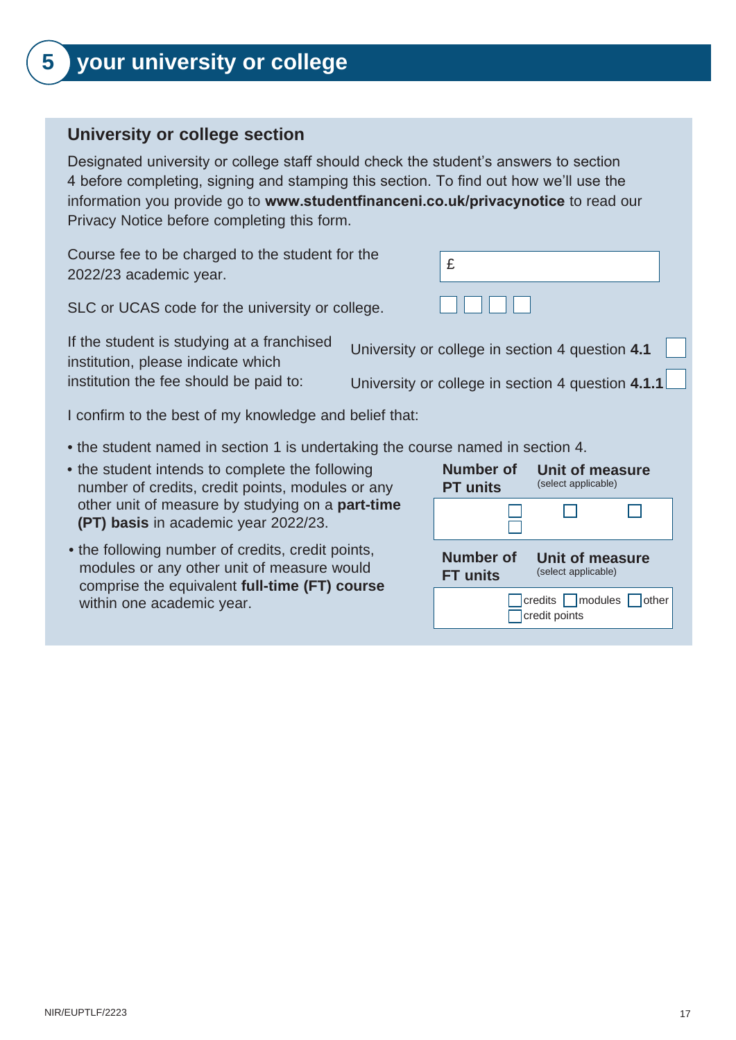# 5 your university or college

## University or college section

Designated university or college staff should check the student's answers to section 4 before completing, signing and stamping this section. To find out how we'll use the information you provide go to **www.studentfinanceni.co.uk/privacynotice** to read our Privacy Notice before completing this form.

Course fee to be charged to the student for the 2022/23 academic year. £

SLC or UCAS code for the university or college.

If the student is studying at a franchised institution, please indicate which institution the fee should be paid to:

- University or college in section 4 question **4.1**
- University or college in section 4 question **4.1.1**

I confirm to the best of my knowledge and belief that:

- the student named in section 1 is undertaking the course named in section 4.
- the student intends to complete the following number of credits, credit points, modules or any other unit of measure by studying on a **part-time (PT) basis** in academic year 2022/23.

| Number of PT units | Unit of measure (select applicable) |
|---|---|
| | ☐ ☐ ☐ ☐ |

- the following number of credits, credit points, modules or any other unit of measure would comprise the equivalent **full-time (FT) course** within one academic year.

| Number of FT units | Unit of measure (select applicable) |
|---|---|
| | ☐ credits ☐ modules ☐ other ☐ credit points |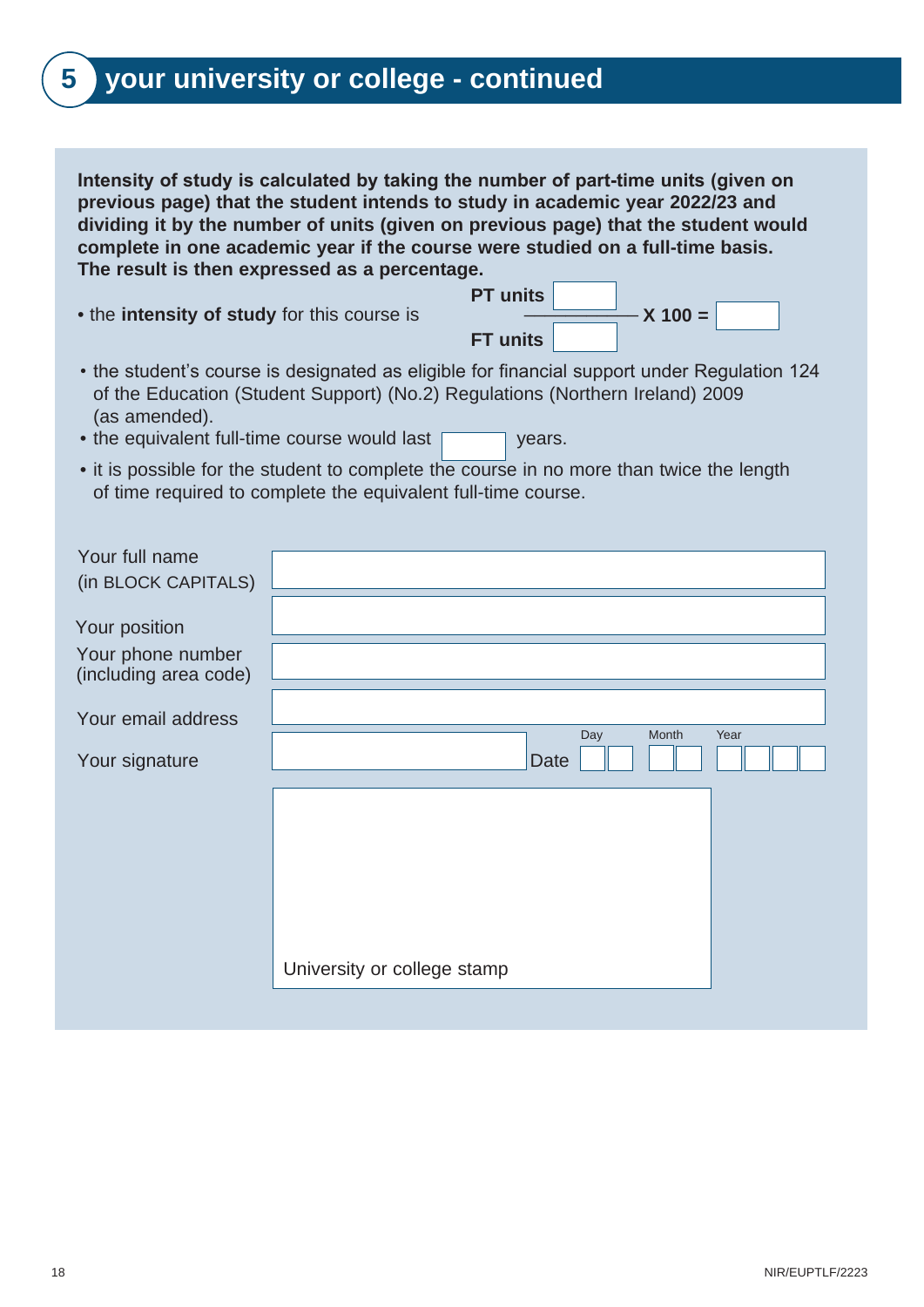## 5 your university or college - continued

**Intensity of study is calculated by taking the number of part-time units (given on previous page) that the student intends to study in academic year 2022/23 and dividing it by the number of units (given on previous page) that the student would complete in one academic year if the course were studied on a full-time basis. The result is then expressed as a percentage.**

- the **intensity of study** for this course is $\frac{\textbf{PT units} \; \_\_\_\_}{\textbf{FT units} \; \_\_\_\_} \times 100 =$ \_\_\_\_
- the student's course is designated as eligible for financial support under Regulation 124 of the Education (Student Support) (No.2) Regulations (Northern Ireland) 2009 (as amended).
- the equivalent full-time course would last \_\_\_\_ years.
- it is possible for the student to complete the course in no more than twice the length of time required to complete the equivalent full-time course.

| | |
|---|---|
| Your full name (in BLOCK CAPITALS) | |
| Your position | |
| Your phone number (including area code) | |
| Your email address | |
| Your signature | Date Day \_\_ \_\_ Month \_\_ \_\_ Year \_\_ \_\_ \_\_ \_\_ |

University or college stamp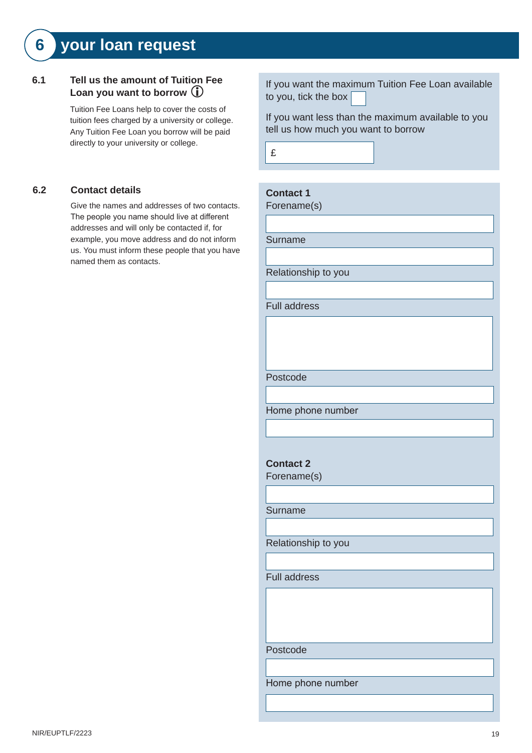# 6 your loan request

### 6.1 Tell us the amount of Tuition Fee Loan you want to borrow ⓘ

Tuition Fee Loans help to cover the costs of tuition fees charged by a university or college. Any Tuition Fee Loan you borrow will be paid directly to your university or college.

If you want the maximum Tuition Fee Loan available to you, tick the box ☐

If you want less than the maximum available to you tell us how much you want to borrow

£

### 6.2 Contact details

Give the names and addresses of two contacts. The people you name should live at different addresses and will only be contacted if, for example, you move address and do not inform us. You must inform these people that you have named them as contacts.

**Contact 1**

Forename(s)

Surname

Relationship to you

Full address

Postcode

Home phone number

**Contact 2**

Forename(s)

Surname

Relationship to you

Full address

Postcode

Home phone number

NIR/EUPTLF/2223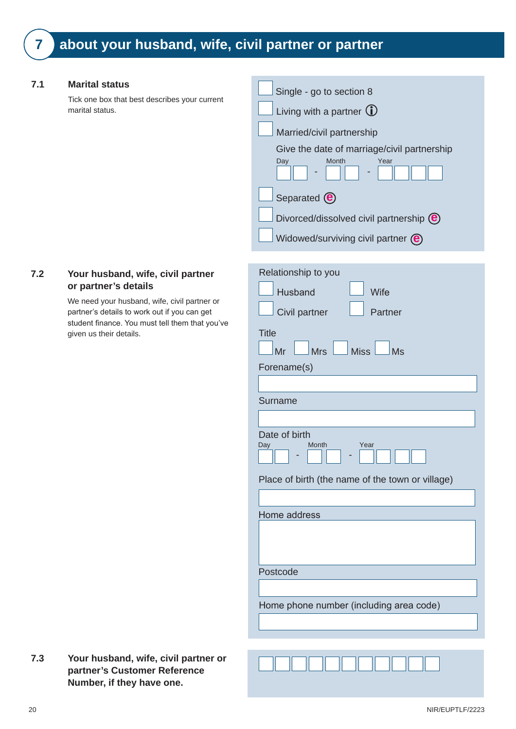# 7 about your husband, wife, civil partner or partner

## 7.1 Marital status

Tick one box that best describes your current marital status.

- ☐ Single - go to section 8
- ☐ Living with a partner ⓘ
- ☐ Married/civil partnership

  Give the date of marriage/civil partnership

  Day ☐☐ - Month ☐☐ - Year ☐☐☐☐

- ☐ Separated ⓔ
- ☐ Divorced/dissolved civil partnership ⓔ
- ☐ Widowed/surviving civil partner ⓔ

## 7.2 Your husband, wife, civil partner or partner's details

We need your husband, wife, civil partner or partner's details to work out if you can get student finance. You must tell them that you've given us their details.

Relationship to you

- ☐ Husband
- ☐ Wife
- ☐ Civil partner
- ☐ Partner

Title

☐ Mr ☐ Mrs ☐ Miss ☐ Ms

Forename(s)

Surname

Date of birth

Day ☐☐ - Month ☐☐ - Year ☐☐☐☐

Place of birth (the name of the town or village)

Home address

Postcode

Home phone number (including area code)

## 7.3 Your husband, wife, civil partner or partner's Customer Reference Number, if they have one.

☐☐☐☐☐☐☐☐☐☐☐

NIR/EUPTLF/2223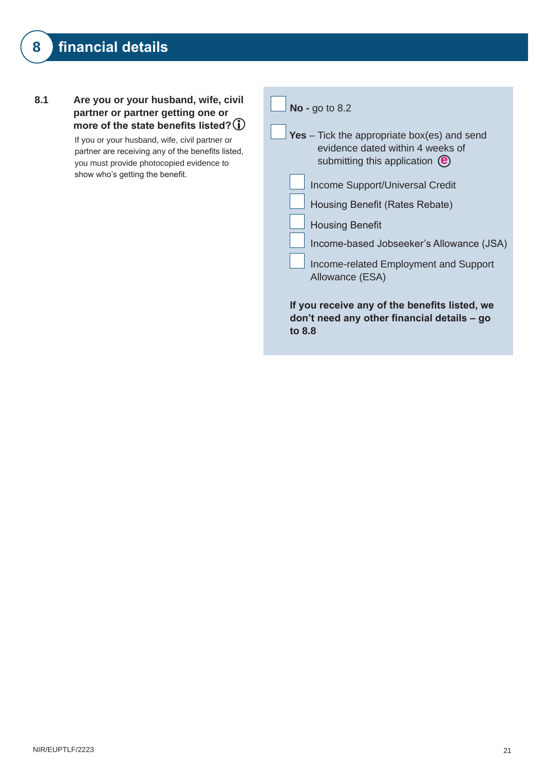# 8 financial details

**8.1 Are you or your husband, wife, civil partner or partner getting one or more of the state benefits listed?** ⓘ

If you or your husband, wife, civil partner or partner are receiving any of the benefits listed, you must provide photocopied evidence to show who's getting the benefit.

☐ **No -** go to 8.2

☐ **Yes** – Tick the appropriate box(es) and send evidence dated within 4 weeks of submitting this application ⓔ

- ☐ Income Support/Universal Credit
- ☐ Housing Benefit (Rates Rebate)
- ☐ Housing Benefit
- ☐ Income-based Jobseeker's Allowance (JSA)
- ☐ Income-related Employment and Support Allowance (ESA)

**If you receive any of the benefits listed, we don't need any other financial details – go to 8.8**

NIR/EUPTLF/2223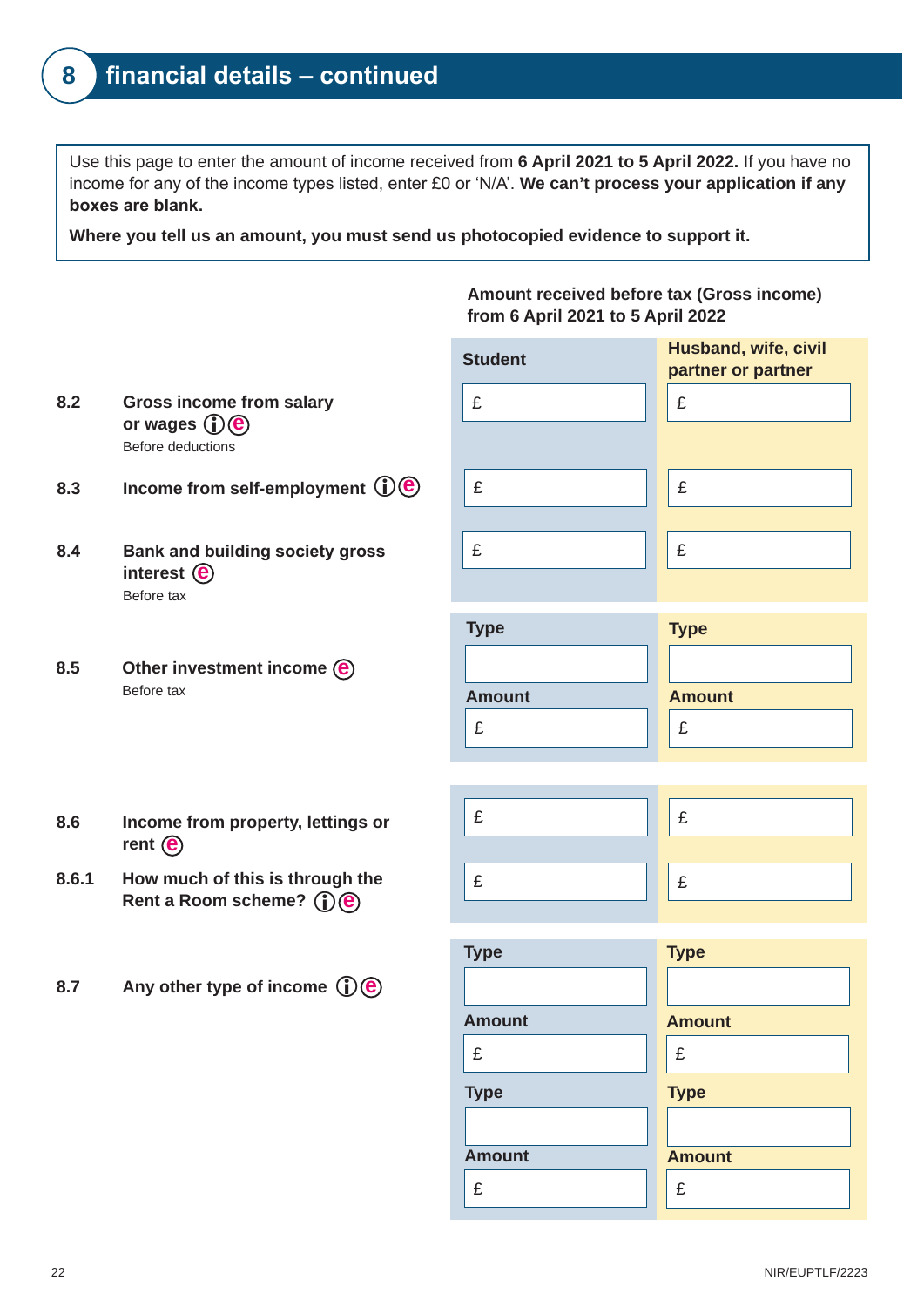## 8 financial details – continued

Use this page to enter the amount of income received from **6 April 2021 to 5 April 2022.** If you have no income for any of the income types listed, enter £0 or 'N/A'. **We can't process your application if any boxes are blank.**

**Where you tell us an amount, you must send us photocopied evidence to support it.**

**Amount received before tax (Gross income) from 6 April 2021 to 5 April 2022**

| | | Student | Husband, wife, civil partner or partner |
|---|---|---|---|
| 8.2 | **Gross income from salary or wages** ⓘ ⓔ<br>Before deductions | £ | £ |
| 8.3 | **Income from self-employment** ⓘ ⓔ | £ | £ |
| 8.4 | **Bank and building society gross interest** ⓔ<br>Before tax | £ | £ |
| 8.5 | **Other investment income** ⓔ<br>Before tax | Type<br><br>Amount<br>£ | Type<br><br>Amount<br>£ |
| 8.6 | **Income from property, lettings or rent** ⓔ | £ | £ |
| 8.6.1 | **How much of this is through the Rent a Room scheme?** ⓘ ⓔ | £ | £ |
| 8.7 | **Any other type of income** ⓘ ⓔ | Type<br><br>Amount<br>£<br><br>Type<br><br>Amount<br>£ | Type<br><br>Amount<br>£<br><br>Type<br><br>Amount<br>£ |

NIR/EUPTLF/2223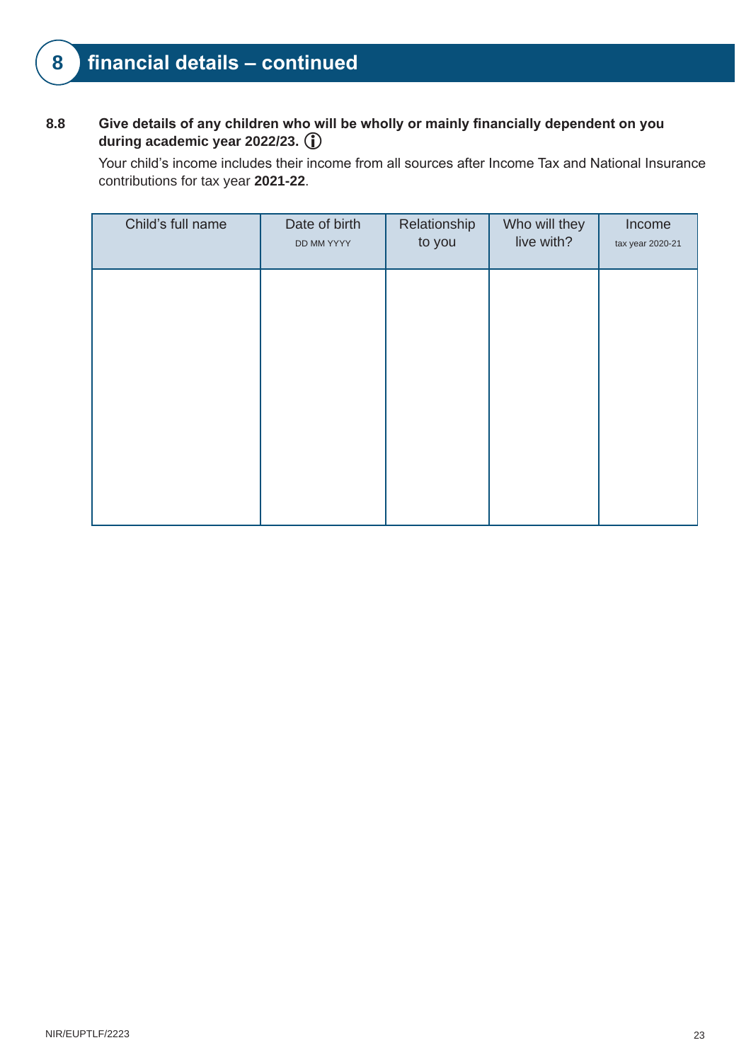## 8 financial details – continued

**8.8** **Give details of any children who will be wholly or mainly financially dependent on you during academic year 2022/23.** ⓘ

Your child's income includes their income from all sources after Income Tax and National Insurance contributions for tax year **2021-22**.

| Child's full name | Date of birth DD MM YYYY | Relationship to you | Who will they live with? | Income tax year 2020-21 |
|---|---|---|---|---|
| | | | | |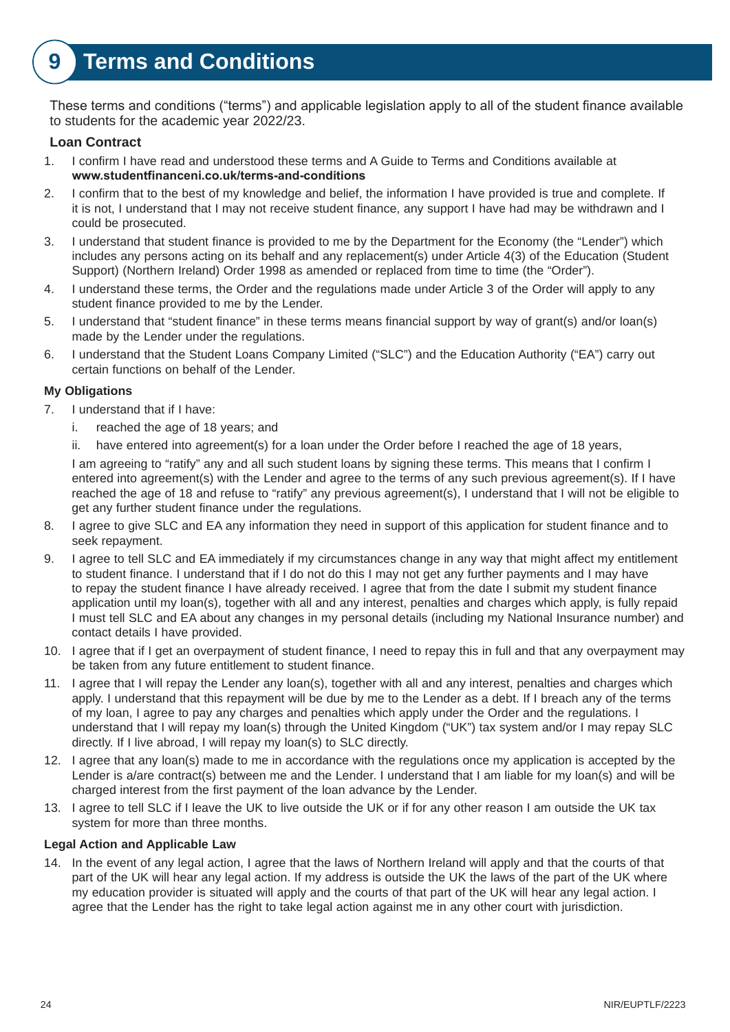# 9 Terms and Conditions

These terms and conditions ("terms") and applicable legislation apply to all of the student finance available to students for the academic year 2022/23.

### Loan Contract

1. I confirm I have read and understood these terms and A Guide to Terms and Conditions available at **www.studentfinanceni.co.uk/terms-and-conditions**
2. I confirm that to the best of my knowledge and belief, the information I have provided is true and complete. If it is not, I understand that I may not receive student finance, any support I have had may be withdrawn and I could be prosecuted.
3. I understand that student finance is provided to me by the Department for the Economy (the "Lender") which includes any persons acting on its behalf and any replacement(s) under Article 4(3) of the Education (Student Support) (Northern Ireland) Order 1998 as amended or replaced from time to time (the "Order").
4. I understand these terms, the Order and the regulations made under Article 3 of the Order will apply to any student finance provided to me by the Lender.
5. I understand that "student finance" in these terms means financial support by way of grant(s) and/or loan(s) made by the Lender under the regulations.
6. I understand that the Student Loans Company Limited ("SLC") and the Education Authority ("EA") carry out certain functions on behalf of the Lender.

### My Obligations

7. I understand that if I have:
   i. reached the age of 18 years; and
   ii. have entered into agreement(s) for a loan under the Order before I reached the age of 18 years,

   I am agreeing to "ratify" any and all such student loans by signing these terms. This means that I confirm I entered into agreement(s) with the Lender and agree to the terms of any such previous agreement(s). If I have reached the age of 18 and refuse to "ratify" any previous agreement(s), I understand that I will not be eligible to get any further student finance under the regulations.
8. I agree to give SLC and EA any information they need in support of this application for student finance and to seek repayment.
9. I agree to tell SLC and EA immediately if my circumstances change in any way that might affect my entitlement to student finance. I understand that if I do not do this I may not get any further payments and I may have to repay the student finance I have already received. I agree that from the date I submit my student finance application until my loan(s), together with all and any interest, penalties and charges which apply, is fully repaid I must tell SLC and EA about any changes in my personal details (including my National Insurance number) and contact details I have provided.
10. I agree that if I get an overpayment of student finance, I need to repay this in full and that any overpayment may be taken from any future entitlement to student finance.
11. I agree that I will repay the Lender any loan(s), together with all and any interest, penalties and charges which apply. I understand that this repayment will be due by me to the Lender as a debt. If I breach any of the terms of my loan, I agree to pay any charges and penalties which apply under the Order and the regulations. I understand that I will repay my loan(s) through the United Kingdom ("UK") tax system and/or I may repay SLC directly. If I live abroad, I will repay my loan(s) to SLC directly.
12. I agree that any loan(s) made to me in accordance with the regulations once my application is accepted by the Lender is a/are contract(s) between me and the Lender. I understand that I am liable for my loan(s) and will be charged interest from the first payment of the loan advance by the Lender.
13. I agree to tell SLC if I leave the UK to live outside the UK or if for any other reason I am outside the UK tax system for more than three months.

### Legal Action and Applicable Law

14. In the event of any legal action, I agree that the laws of Northern Ireland will apply and that the courts of that part of the UK will hear any legal action. If my address is outside the UK the laws of the part of the UK where my education provider is situated will apply and the courts of that part of the UK will hear any legal action. I agree that the Lender has the right to take legal action against me in any other court with jurisdiction.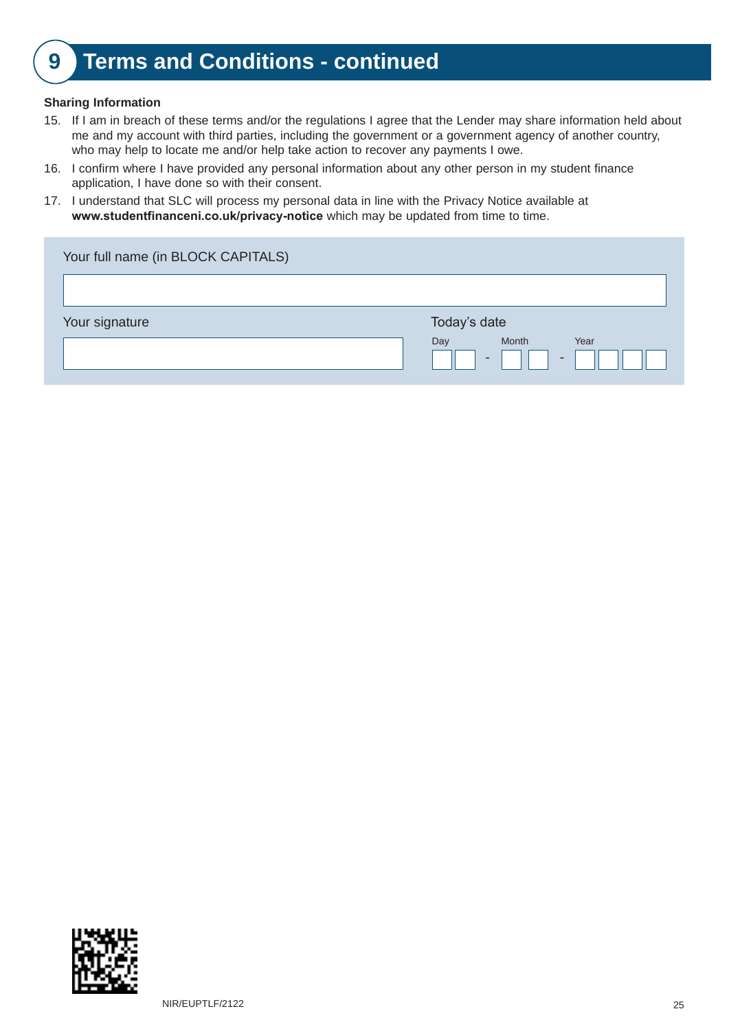## 9 Terms and Conditions - continued

**Sharing Information**

15. If I am in breach of these terms and/or the regulations I agree that the Lender may share information held about me and my account with third parties, including the government or a government agency of another country, who may help to locate me and/or help take action to recover any payments I owe.
16. I confirm where I have provided any personal information about any other person in my student finance application, I have done so with their consent.
17. I understand that SLC will process my personal data in line with the Privacy Notice available at **www.studentfinanceni.co.uk/privacy-notice** which may be updated from time to time.

Your full name (in BLOCK CAPITALS)

Your signature

Today's date

Day - Month - Year

NIR/EUPTLF/2122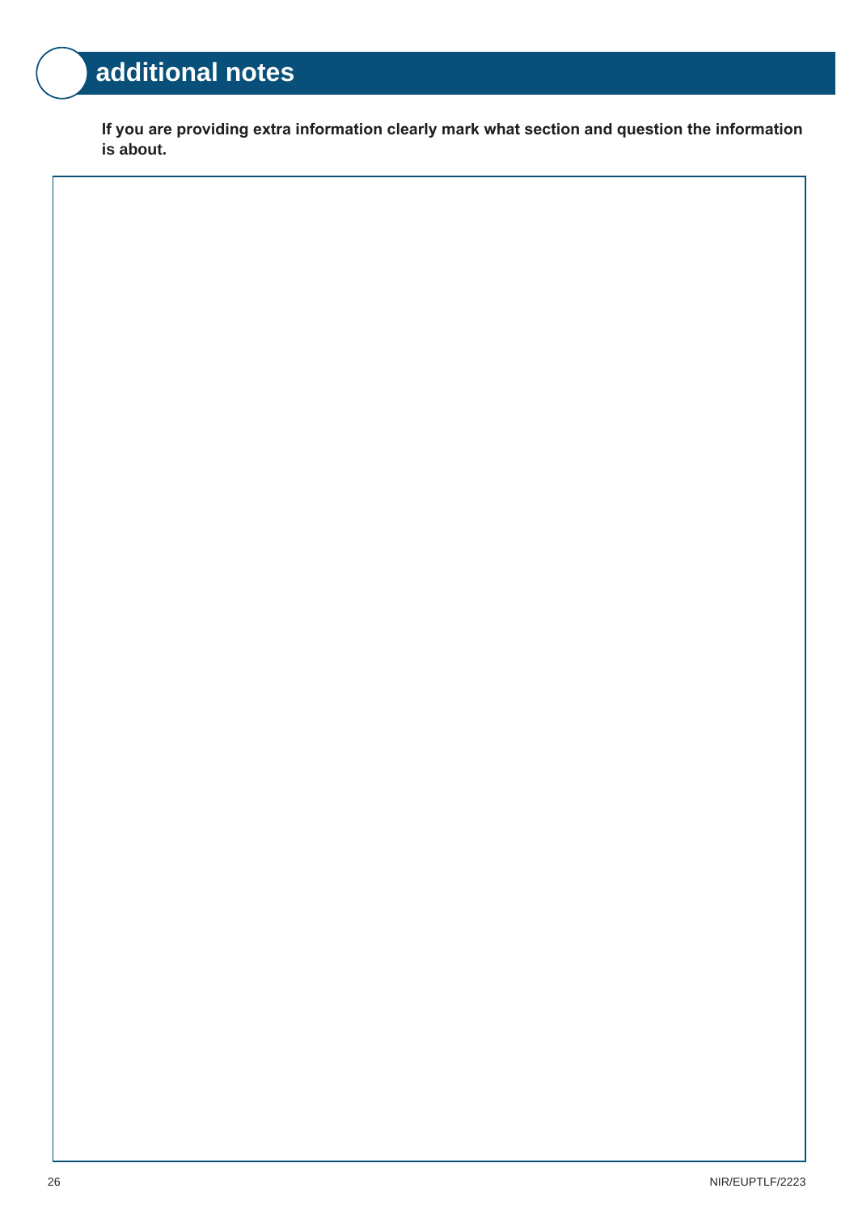# additional notes

**If you are providing extra information clearly mark what section and question the information is about.**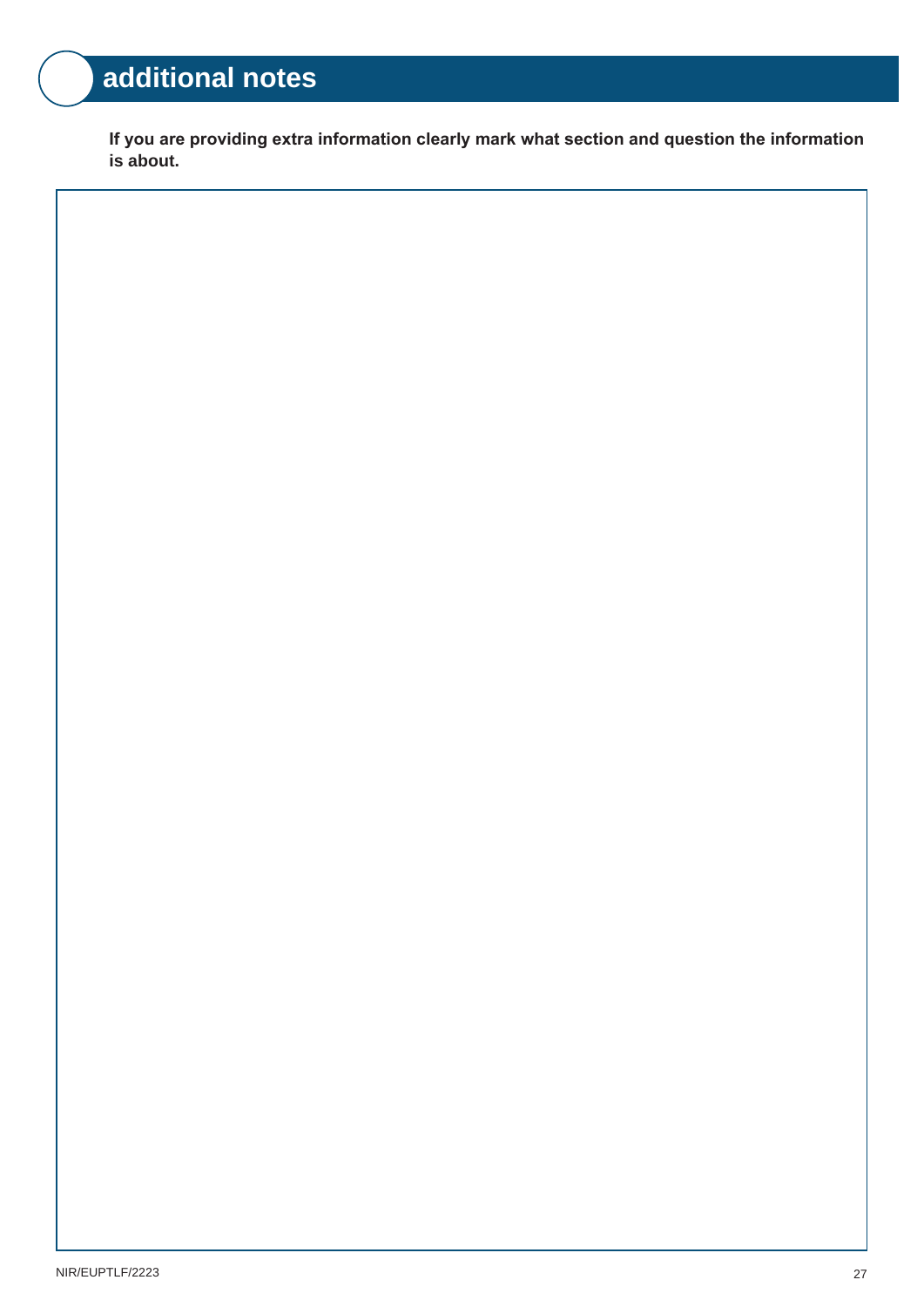# additional notes

**If you are providing extra information clearly mark what section and question the information is about.**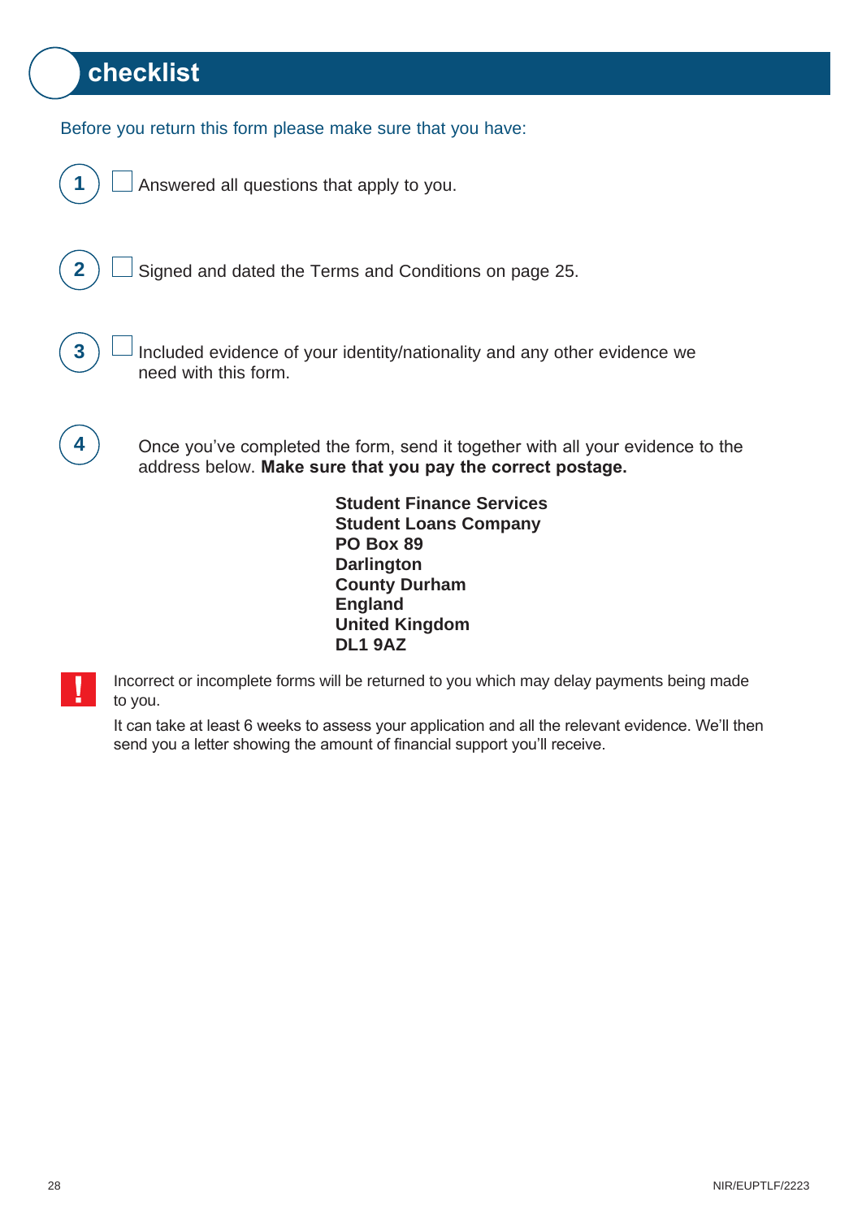# checklist

Before you return this form please make sure that you have:

1. ☐ Answered all questions that apply to you.

2. ☐ Signed and dated the Terms and Conditions on page 25.

3. ☐ Included evidence of your identity/nationality and any other evidence we need with this form.

4. Once you've completed the form, send it together with all your evidence to the address below. **Make sure that you pay the correct postage.**

**Student Finance Services**
**Student Loans Company**
**PO Box 89**
**Darlington**
**County Durham**
**England**
**United Kingdom**
**DL1 9AZ**

**!** Incorrect or incomplete forms will be returned to you which may delay payments being made to you.

It can take at least 6 weeks to assess your application and all the relevant evidence. We'll then send you a letter showing the amount of financial support you'll receive.

NIR/EUPTLF/2223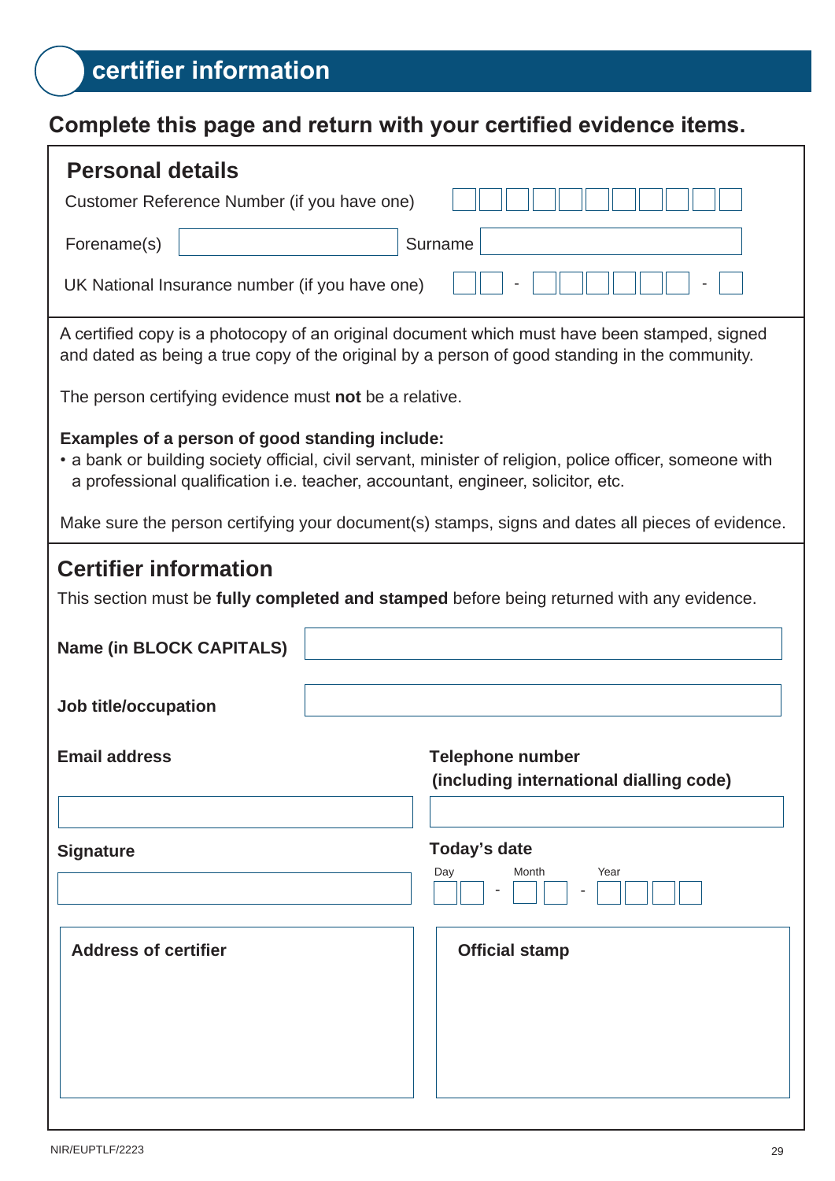## certifier information

### Complete this page and return with your certified evidence items.

#### Personal details

Customer Reference Number (if you have one)

Forename(s) Surname

UK National Insurance number (if you have one)

A certified copy is a photocopy of an original document which must have been stamped, signed and dated as being a true copy of the original by a person of good standing in the community.

The person certifying evidence must **not** be a relative.

**Examples of a person of good standing include:**

- a bank or building society official, civil servant, minister of religion, police officer, someone with a professional qualification i.e. teacher, accountant, engineer, solicitor, etc.

Make sure the person certifying your document(s) stamps, signs and dates all pieces of evidence.

#### Certifier information

This section must be **fully completed and stamped** before being returned with any evidence.

**Name (in BLOCK CAPITALS)**

**Job title/occupation**

**Email address**

**Telephone number (including international dialling code)**

**Signature**

**Today's date**

Day - Month - Year

**Address of certifier**

**Official stamp**

NIR/EUPTLF/2223